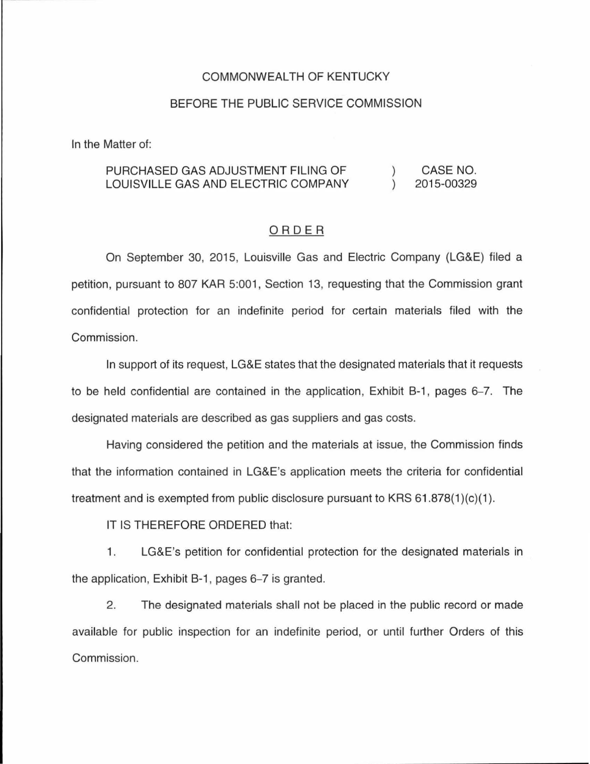COMMONWEALTH OF KENTUCKY

BEFORE THE PUBLIC SERVICE COMMISSION

In the Matter of:

| | | |
|---|---|---|
| PURCHASED GAS ADJUSTMENT FILING OF LOUISVILLE GAS AND ELECTRIC COMPANY | ) ) | CASE NO. 2015-00329 |

## ORDER

On September 30, 2015, Louisville Gas and Electric Company (LG&E) filed a petition, pursuant to 807 KAR 5:001, Section 13, requesting that the Commission grant confidential protection for an indefinite period for certain materials filed with the Commission.

In support of its request, LG&E states that the designated materials that it requests to be held confidential are contained in the application, Exhibit B-1, pages 6–7. The designated materials are described as gas suppliers and gas costs.

Having considered the petition and the materials at issue, the Commission finds that the information contained in LG&E's application meets the criteria for confidential treatment and is exempted from public disclosure pursuant to KRS 61.878(1)(c)(1).

IT IS THEREFORE ORDERED that:

1. LG&E's petition for confidential protection for the designated materials in the application, Exhibit B-1, pages 6–7 is granted.

2. The designated materials shall not be placed in the public record or made available for public inspection for an indefinite period, or until further Orders of this Commission.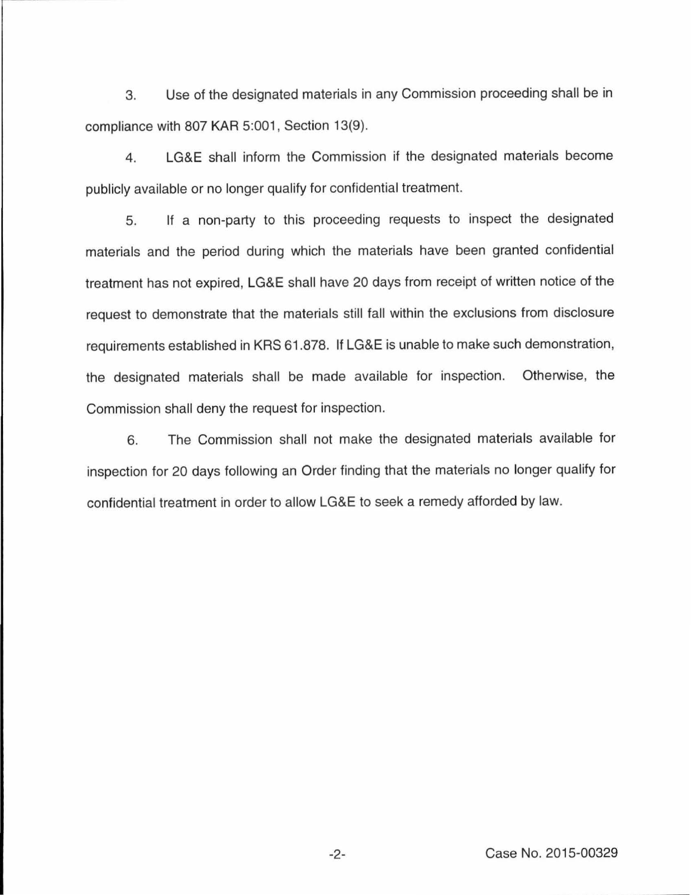3. Use of the designated materials in any Commission proceeding shall be in compliance with 807 KAR 5:001, Section 13(9).

4. LG&E shall inform the Commission if the designated materials become publicly available or no longer qualify for confidential treatment.

5. If a non-party to this proceeding requests to inspect the designated materials and the period during which the materials have been granted confidential treatment has not expired, LG&E shall have 20 days from receipt of written notice of the request to demonstrate that the materials still fall within the exclusions from disclosure requirements established in KRS 61.878. If LG&E is unable to make such demonstration, the designated materials shall be made available for inspection. Otherwise, the Commission shall deny the request for inspection.

6. The Commission shall not make the designated materials available for inspection for 20 days following an Order finding that the materials no longer qualify for confidential treatment in order to allow LG&E to seek a remedy afforded by law.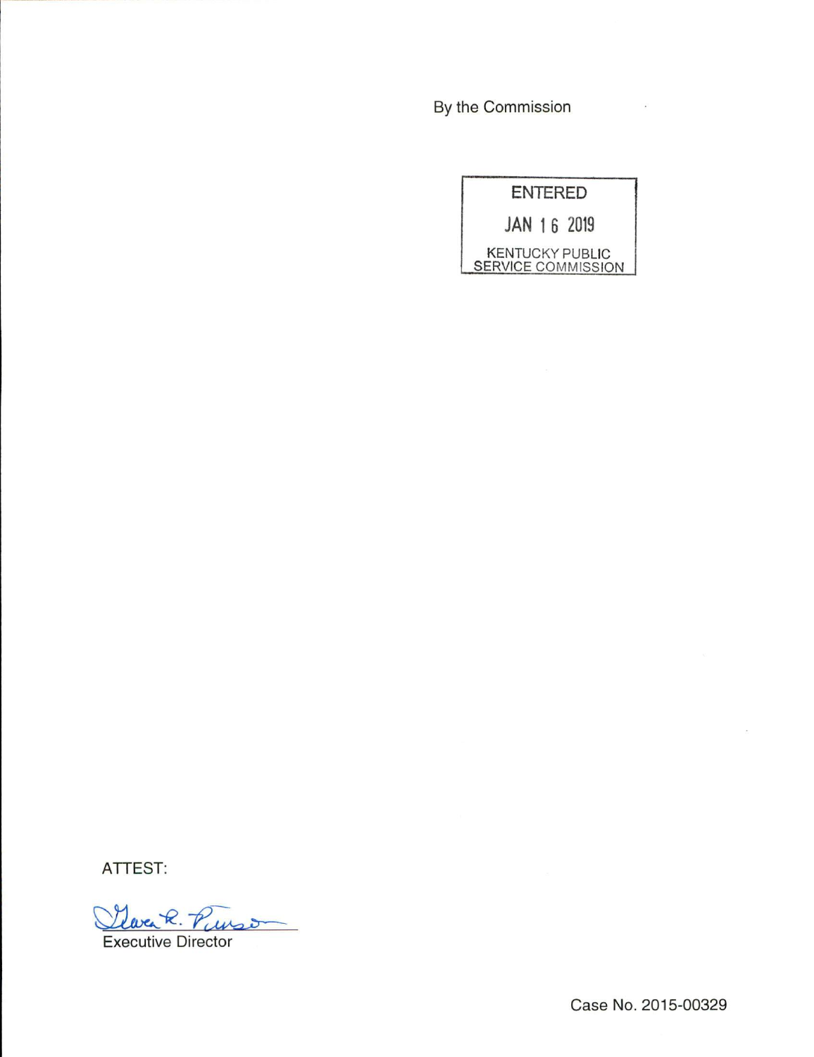By the Commission

ENTERED

JAN 16 2019

KENTUCKY PUBLIC SERVICE COMMISSION

ATTEST:

Executive Director

Case No. 2015-00329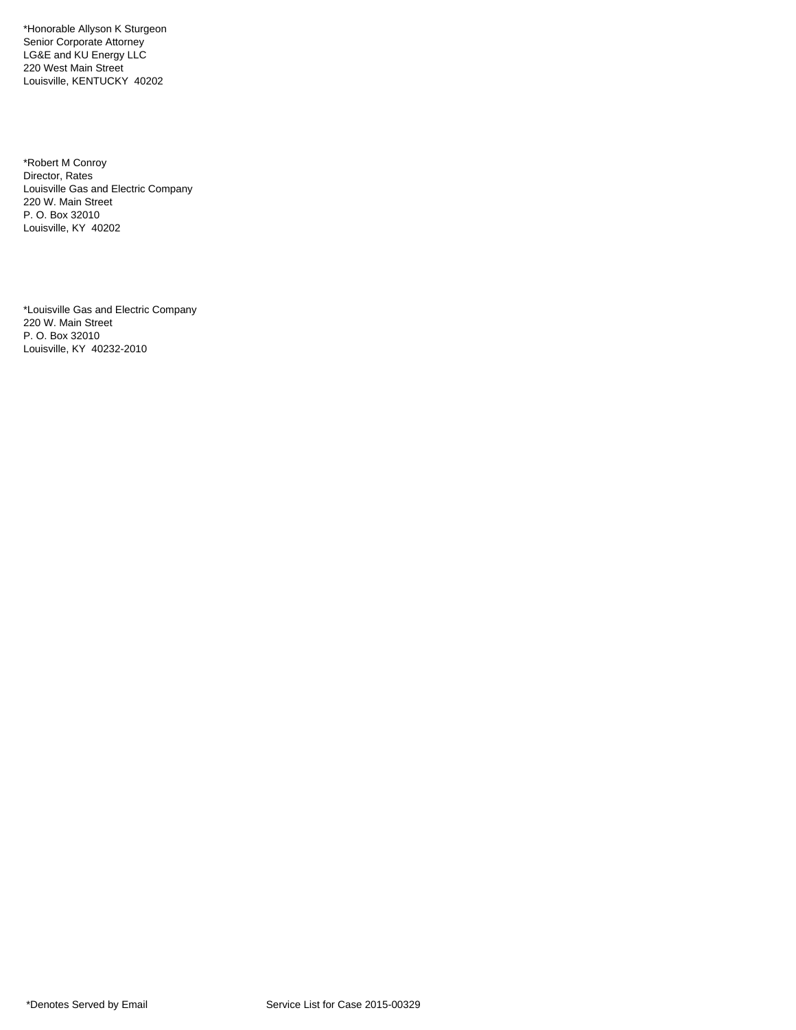*Honorable Allyson K Sturgeon
Senior Corporate Attorney
LG&E and KU Energy LLC
220 West Main Street
Louisville, KENTUCKY  40202

*Robert M Conroy
Director, Rates
Louisville Gas and Electric Company
220 W. Main Street
P. O. Box 32010
Louisville, KY  40202

*Louisville Gas and Electric Company
220 W. Main Street
P. O. Box 32010
Louisville, KY  40232-2010

*Denotes Served by Email

Service List for Case 2015-00329